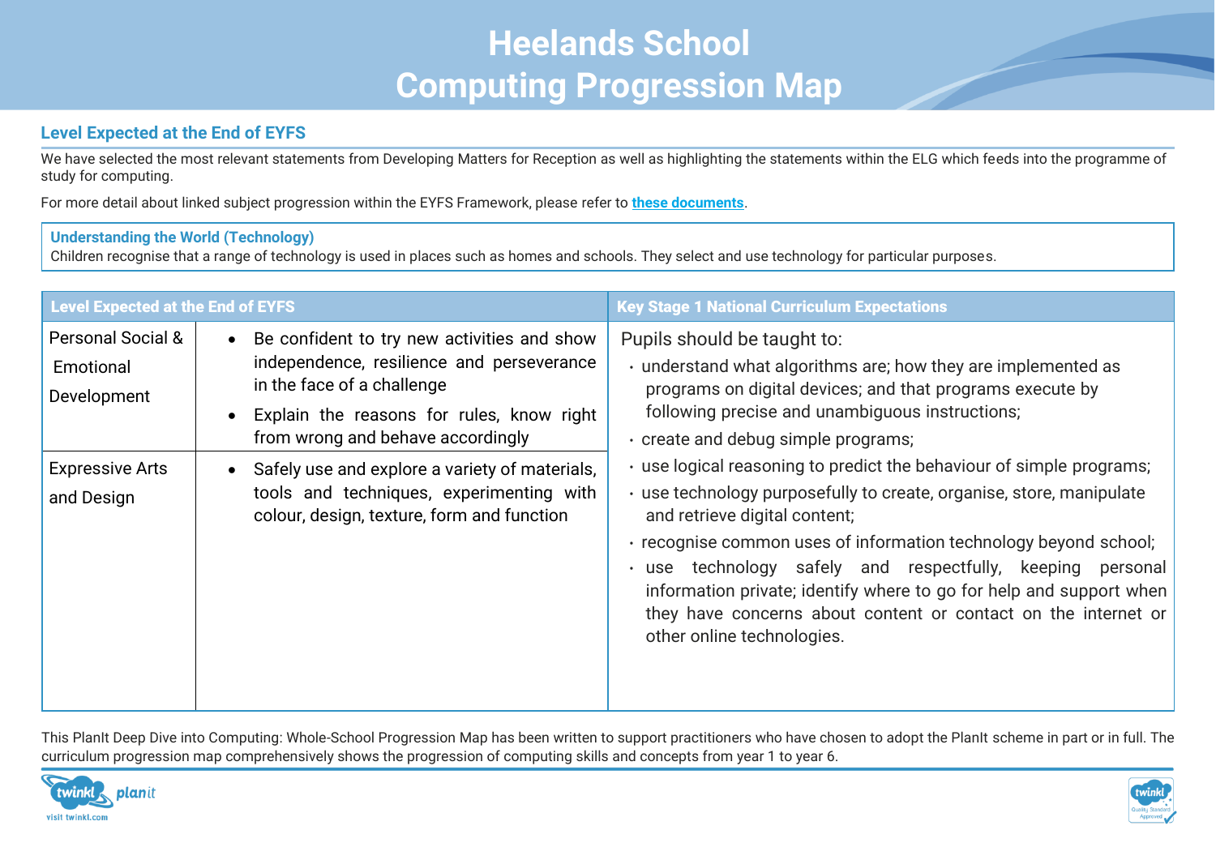# Heelands School
# Computing Progression Map

## Level Expected at the End of EYFS

We have selected the most relevant statements from Developing Matters for Reception as well as highlighting the statements within the ELG which feeds into the programme of study for computing.

For more detail about linked subject progression within the EYFS Framework, please refer to **these documents**.

**Understanding the World (Technology)**
Children recognise that a range of technology is used in places such as homes and schools. They select and use technology for particular purposes.

| Level Expected at the End of EYFS | | Key Stage 1 National Curriculum Expectations |
|---|---|---|
| Personal Social & Emotional Development | • Be confident to try new activities and show independence, resilience and perseverance in the face of a challenge<br>• Explain the reasons for rules, know right from wrong and behave accordingly | Pupils should be taught to:<br>• understand what algorithms are; how they are implemented as programs on digital devices; and that programs execute by following precise and unambiguous instructions;<br>• create and debug simple programs;<br>• use logical reasoning to predict the behaviour of simple programs;<br>• use technology purposefully to create, organise, store, manipulate and retrieve digital content;<br>• recognise common uses of information technology beyond school;<br>• use technology safely and respectfully, keeping personal information private; identify where to go for help and support when they have concerns about content or contact on the internet or other online technologies. |
| Expressive Arts and Design | • Safely use and explore a variety of materials, tools and techniques, experimenting with colour, design, texture, form and function | |

This PlanIt Deep Dive into Computing: Whole-School Progression Map has been written to support practitioners who have chosen to adopt the PlanIt scheme in part or in full. The curriculum progression map comprehensively shows the progression of computing skills and concepts from year 1 to year 6.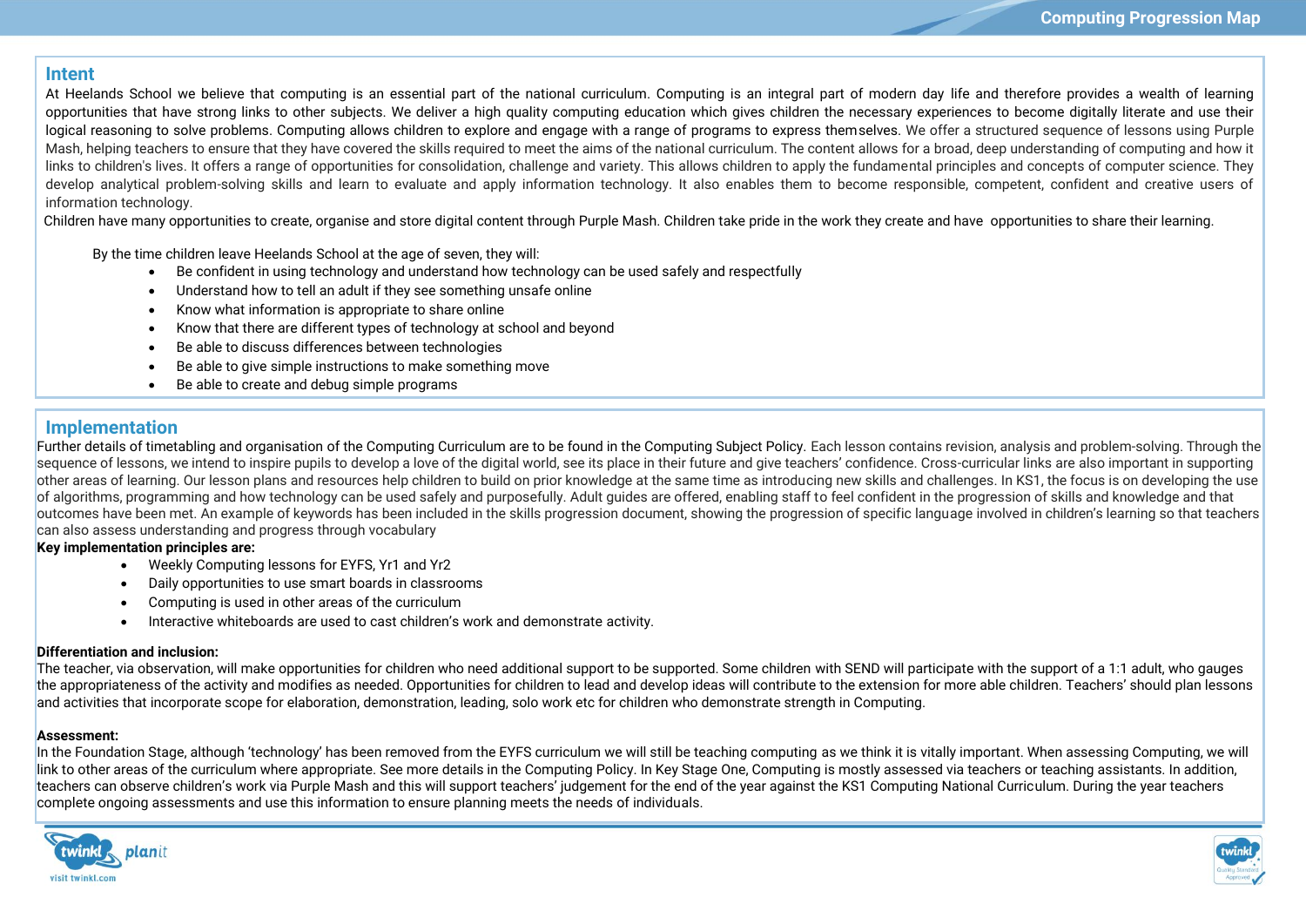## Intent

At Heelands School we believe that computing is an essential part of the national curriculum. Computing is an integral part of modern day life and therefore provides a wealth of learning opportunities that have strong links to other subjects. We deliver a high quality computing education which gives children the necessary experiences to become digitally literate and use their logical reasoning to solve problems. Computing allows children to explore and engage with a range of programs to express themselves. We offer a structured sequence of lessons using Purple Mash, helping teachers to ensure that they have covered the skills required to meet the aims of the national curriculum. The content allows for a broad, deep understanding of computing and how it links to children's lives. It offers a range of opportunities for consolidation, challenge and variety. This allows children to apply the fundamental principles and concepts of computer science. They develop analytical problem-solving skills and learn to evaluate and apply information technology. It also enables them to become responsible, competent, confident and creative users of information technology.

Children have many opportunities to create, organise and store digital content through Purple Mash. Children take pride in the work they create and have opportunities to share their learning.

By the time children leave Heelands School at the age of seven, they will:

- Be confident in using technology and understand how technology can be used safely and respectfully
- Understand how to tell an adult if they see something unsafe online
- Know what information is appropriate to share online
- Know that there are different types of technology at school and beyond
- Be able to discuss differences between technologies
- Be able to give simple instructions to make something move
- Be able to create and debug simple programs

## Implementation

Further details of timetabling and organisation of the Computing Curriculum are to be found in the Computing Subject Policy. Each lesson contains revision, analysis and problem-solving. Through the sequence of lessons, we intend to inspire pupils to develop a love of the digital world, see its place in their future and give teachers' confidence. Cross-curricular links are also important in supporting other areas of learning. Our lesson plans and resources help children to build on prior knowledge at the same time as introducing new skills and challenges. In KS1, the focus is on developing the use of algorithms, programming and how technology can be used safely and purposefully. Adult guides are offered, enabling staff to feel confident in the progression of skills and knowledge and that outcomes have been met. An example of keywords has been included in the skills progression document, showing the progression of specific language involved in children's learning so that teachers can also assess understanding and progress through vocabulary

**Key implementation principles are:**

- Weekly Computing lessons for EYFS, Yr1 and Yr2
- Daily opportunities to use smart boards in classrooms
- Computing is used in other areas of the curriculum
- Interactive whiteboards are used to cast children's work and demonstrate activity.

**Differentiation and inclusion:**

The teacher, via observation, will make opportunities for children who need additional support to be supported. Some children with SEND will participate with the support of a 1:1 adult, who gauges the appropriateness of the activity and modifies as needed. Opportunities for children to lead and develop ideas will contribute to the extension for more able children. Teachers' should plan lessons and activities that incorporate scope for elaboration, demonstration, leading, solo work etc for children who demonstrate strength in Computing.

**Assessment:**

In the Foundation Stage, although 'technology' has been removed from the EYFS curriculum we will still be teaching computing as we think it is vitally important. When assessing Computing, we will link to other areas of the curriculum where appropriate. See more details in the Computing Policy. In Key Stage One, Computing is mostly assessed via teachers or teaching assistants. In addition, teachers can observe children's work via Purple Mash and this will support teachers' judgement for the end of the year against the KS1 Computing National Curriculum. During the year teachers complete ongoing assessments and use this information to ensure planning meets the needs of individuals.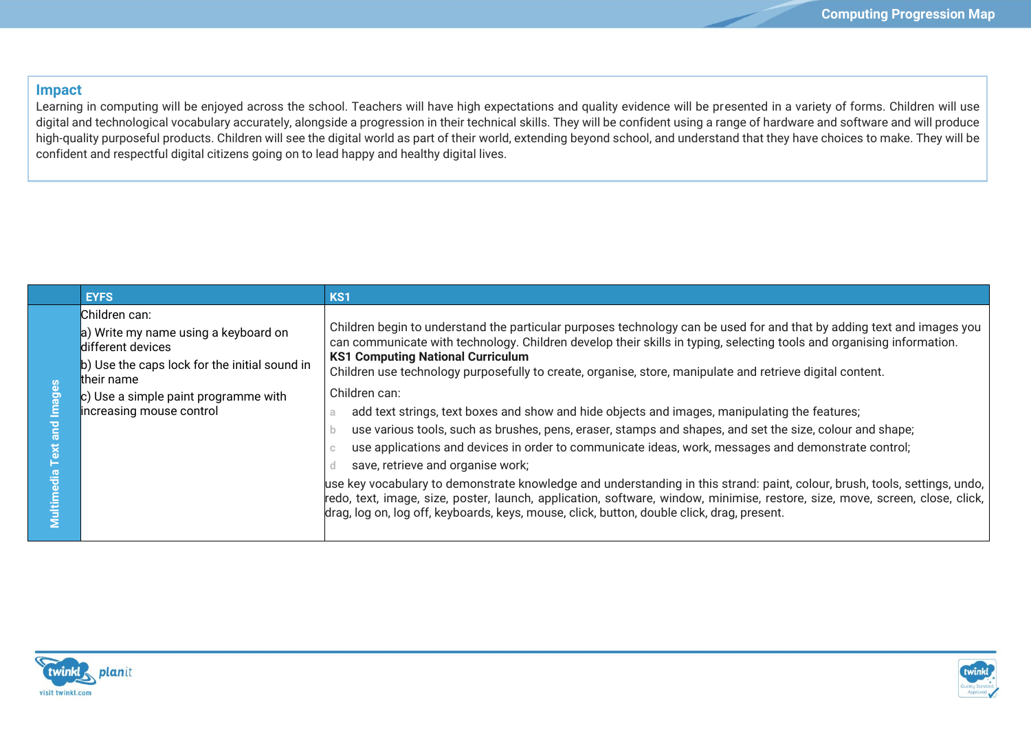## Impact

Learning in computing will be enjoyed across the school. Teachers will have high expectations and quality evidence will be presented in a variety of forms. Children will use digital and technological vocabulary accurately, alongside a progression in their technical skills. They will be confident using a range of hardware and software and will produce high-quality purposeful products. Children will see the digital world as part of their world, extending beyond school, and understand that they have choices to make. They will be confident and respectful digital citizens going on to lead happy and healthy digital lives.

| | EYFS | KS1 |
|---|---|---|
| **Multimedia Text and Images** | Children can:<br>a) Write my name using a keyboard on different devices<br>b) Use the caps lock for the initial sound in their name<br>c) Use a simple paint programme with increasing mouse control | Children begin to understand the particular purposes technology can be used for and that by adding text and images you can communicate with technology. Children develop their skills in typing, selecting tools and organising information.<br>**KS1 Computing National Curriculum**<br>Children use technology purposefully to create, organise, store, manipulate and retrieve digital content.<br>Children can:<br>a add text strings, text boxes and show and hide objects and images, manipulating the features;<br>b use various tools, such as brushes, pens, eraser, stamps and shapes, and set the size, colour and shape;<br>c use applications and devices in order to communicate ideas, work, messages and demonstrate control;<br>d save, retrieve and organise work;<br>use key vocabulary to demonstrate knowledge and understanding in this strand: paint, colour, brush, tools, settings, undo, redo, text, image, size, poster, launch, application, software, window, minimise, restore, size, move, screen, close, click, drag, log on, log off, keyboards, keys, mouse, click, button, double click, drag, present. |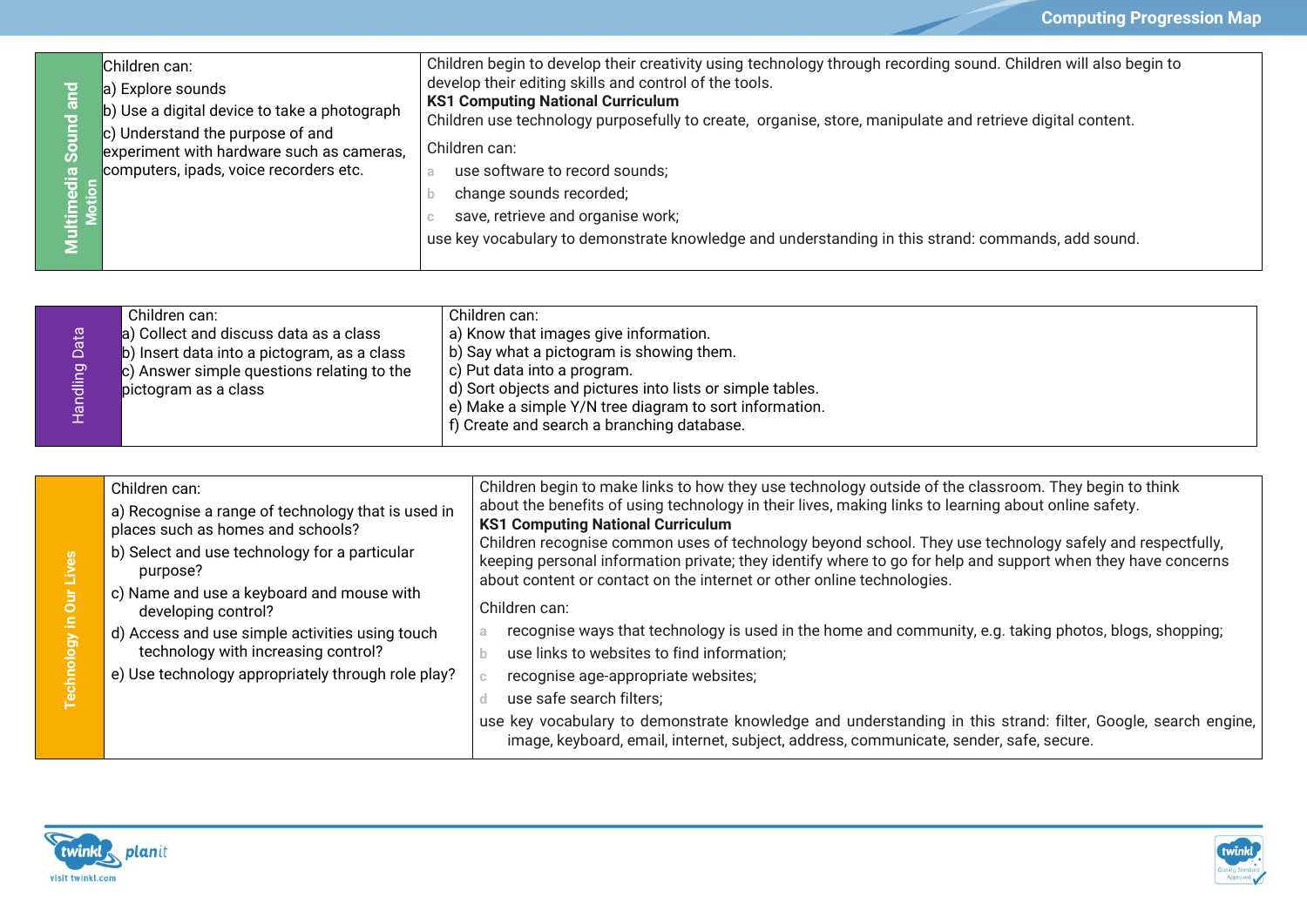| Multimedia Sound and Motion | Children can:<br>a) Explore sounds<br>b) Use a digital device to take a photograph<br>c) Understand the purpose of and experiment with hardware such as cameras, computers, ipads, voice recorders etc. | Children begin to develop their creativity using technology through recording sound. Children will also begin to develop their editing skills and control of the tools.<br>**KS1 Computing National Curriculum**<br>Children use technology purposefully to create, organise, store, manipulate and retrieve digital content.<br>Children can:<br>a use software to record sounds;<br>b change sounds recorded;<br>c save, retrieve and organise work;<br>use key vocabulary to demonstrate knowledge and understanding in this strand: commands, add sound. |
|---|---|---|

| Handling Data | Children can:<br>a) Collect and discuss data as a class<br>b) Insert data into a pictogram, as a class<br>c) Answer simple questions relating to the pictogram as a class | Children can:<br>a) Know that images give information.<br>b) Say what a pictogram is showing them.<br>c) Put data into a program.<br>d) Sort objects and pictures into lists or simple tables.<br>e) Make a simple Y/N tree diagram to sort information.<br>f) Create and search a branching database. |
|---|---|---|

| Technology in Our Lives | Children can:<br>a) Recognise a range of technology that is used in places such as homes and schools?<br>b) Select and use technology for a particular purpose?<br>c) Name and use a keyboard and mouse with developing control?<br>d) Access and use simple activities using touch technology with increasing control?<br>e) Use technology appropriately through role play? | Children begin to make links to how they use technology outside of the classroom. They begin to think about the benefits of using technology in their lives, making links to learning about online safety.<br>**KS1 Computing National Curriculum**<br>Children recognise common uses of technology beyond school. They use technology safely and respectfully, keeping personal information private; they identify where to go for help and support when they have concerns about content or contact on the internet or other online technologies.<br>Children can:<br>a recognise ways that technology is used in the home and community, e.g. taking photos, blogs, shopping;<br>b use links to websites to find information;<br>c recognise age-appropriate websites;<br>d use safe search filters;<br>use key vocabulary to demonstrate knowledge and understanding in this strand: filter, Google, search engine, image, keyboard, email, internet, subject, address, communicate, sender, safe, secure. |
|---|---|---|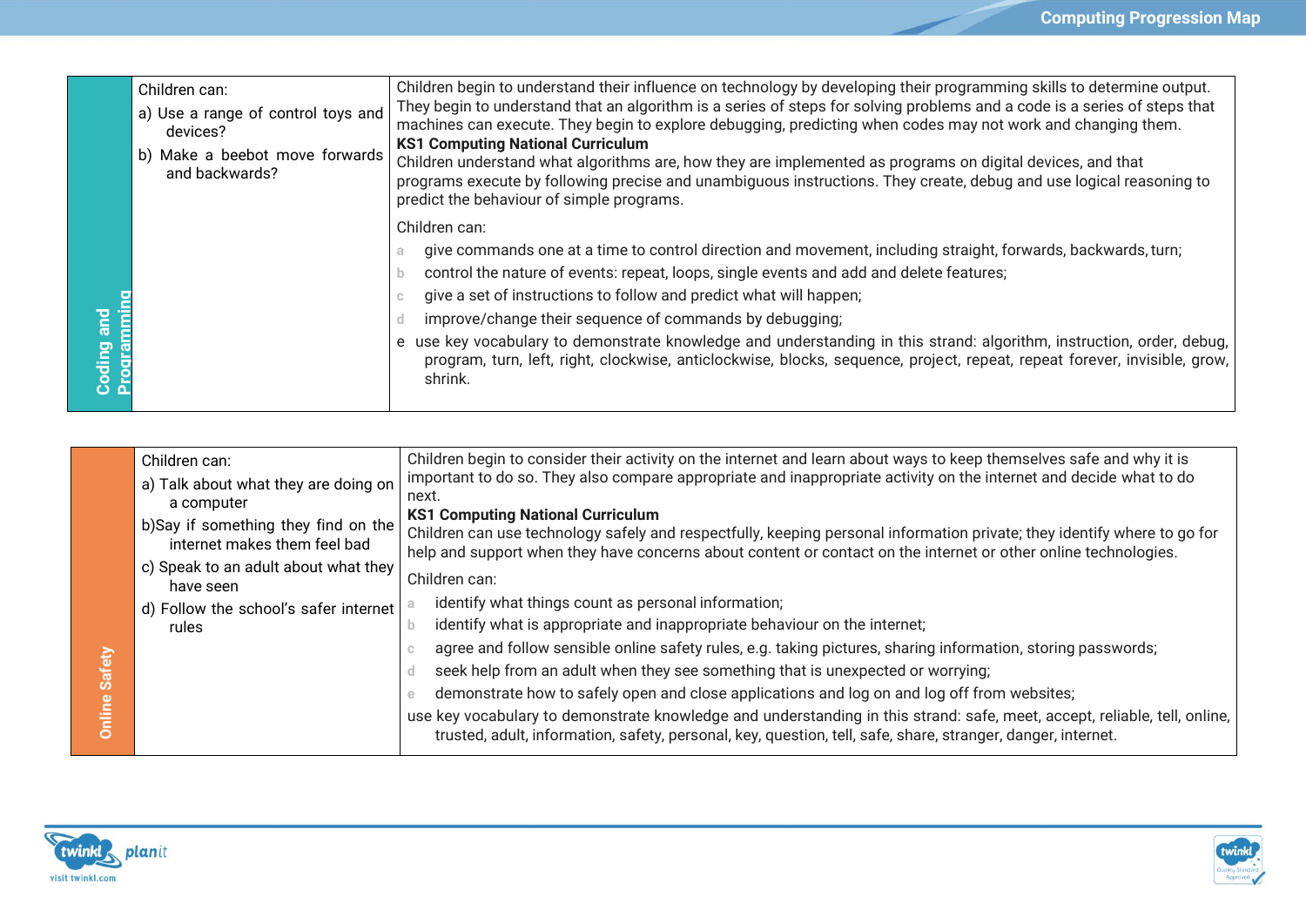| | | |
|---|---|---|
| Coding and Programming | Children can:<br>a) Use a range of control toys and devices?<br>b) Make a beebot move forwards and backwards? | Children begin to understand their influence on technology by developing their programming skills to determine output. They begin to understand that an algorithm is a series of steps for solving problems and a code is a series of steps that machines can execute. They begin to explore debugging, predicting when codes may not work and changing them.<br>**KS1 Computing National Curriculum**<br>Children understand what algorithms are, how they are implemented as programs on digital devices, and that programs execute by following precise and unambiguous instructions. They create, debug and use logical reasoning to predict the behaviour of simple programs.<br>Children can:<br>a give commands one at a time to control direction and movement, including straight, forwards, backwards, turn;<br>b control the nature of events: repeat, loops, single events and add and delete features;<br>c give a set of instructions to follow and predict what will happen;<br>d improve/change their sequence of commands by debugging;<br>e use key vocabulary to demonstrate knowledge and understanding in this strand: algorithm, instruction, order, debug, program, turn, left, right, clockwise, anticlockwise, blocks, sequence, project, repeat, repeat forever, invisible, grow, shrink. |

| | | |
|---|---|---|
| Online Safety | Children can:<br>a) Talk about what they are doing on a computer<br>b)Say if something they find on the internet makes them feel bad<br>c) Speak to an adult about what they have seen<br>d) Follow the school's safer internet rules | Children begin to consider their activity on the internet and learn about ways to keep themselves safe and why it is important to do so. They also compare appropriate and inappropriate activity on the internet and decide what to do next.<br>**KS1 Computing National Curriculum**<br>Children can use technology safely and respectfully, keeping personal information private; they identify where to go for help and support when they have concerns about content or contact on the internet or other online technologies.<br>Children can:<br>a identify what things count as personal information;<br>b identify what is appropriate and inappropriate behaviour on the internet;<br>c agree and follow sensible online safety rules, e.g. taking pictures, sharing information, storing passwords;<br>d seek help from an adult when they see something that is unexpected or worrying;<br>e demonstrate how to safely open and close applications and log on and log off from websites;<br>use key vocabulary to demonstrate knowledge and understanding in this strand: safe, meet, accept, reliable, tell, online, trusted, adult, information, safety, personal, key, question, tell, safe, share, stranger, danger, internet. |